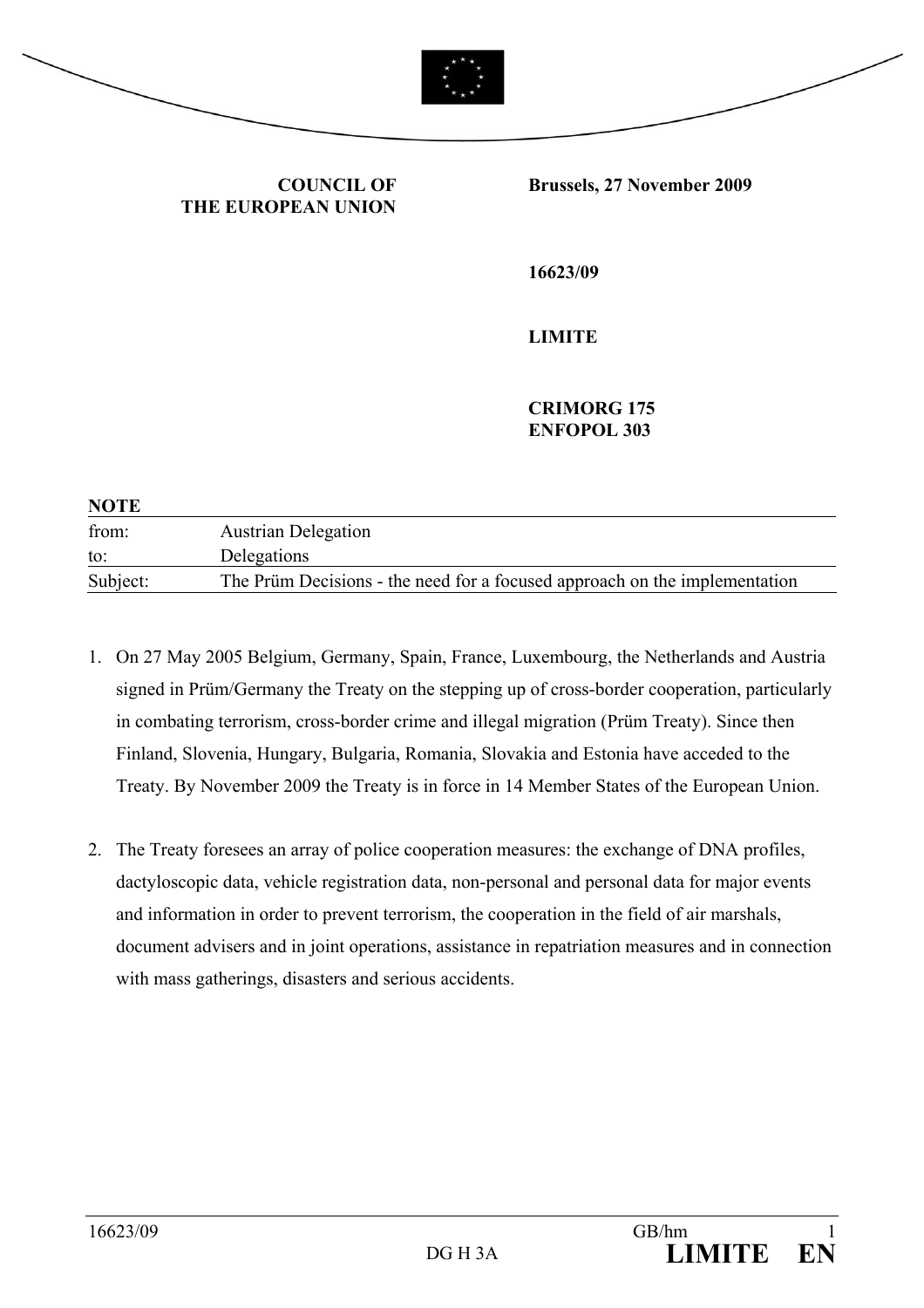**COUNCIL OF THE EUROPEAN UNION**

**Brussels, 27 November 2009**

**16623/09**

**LIMITE**

**CRIMORG 175**
**ENFOPOL 303**

**NOTE**

| | |
|---|---|
| from: | Austrian Delegation |
| to: | Delegations |
| Subject: | The Prüm Decisions - the need for a focused approach on the implementation |

1. On 27 May 2005 Belgium, Germany, Spain, France, Luxembourg, the Netherlands and Austria signed in Prüm/Germany the Treaty on the stepping up of cross-border cooperation, particularly in combating terrorism, cross-border crime and illegal migration (Prüm Treaty). Since then Finland, Slovenia, Hungary, Bulgaria, Romania, Slovakia and Estonia have acceded to the Treaty. By November 2009 the Treaty is in force in 14 Member States of the European Union.

2. The Treaty foresees an array of police cooperation measures: the exchange of DNA profiles, dactyloscopic data, vehicle registration data, non-personal and personal data for major events and information in order to prevent terrorism, the cooperation in the field of air marshals, document advisers and in joint operations, assistance in repatriation measures and in connection with mass gatherings, disasters and serious accidents.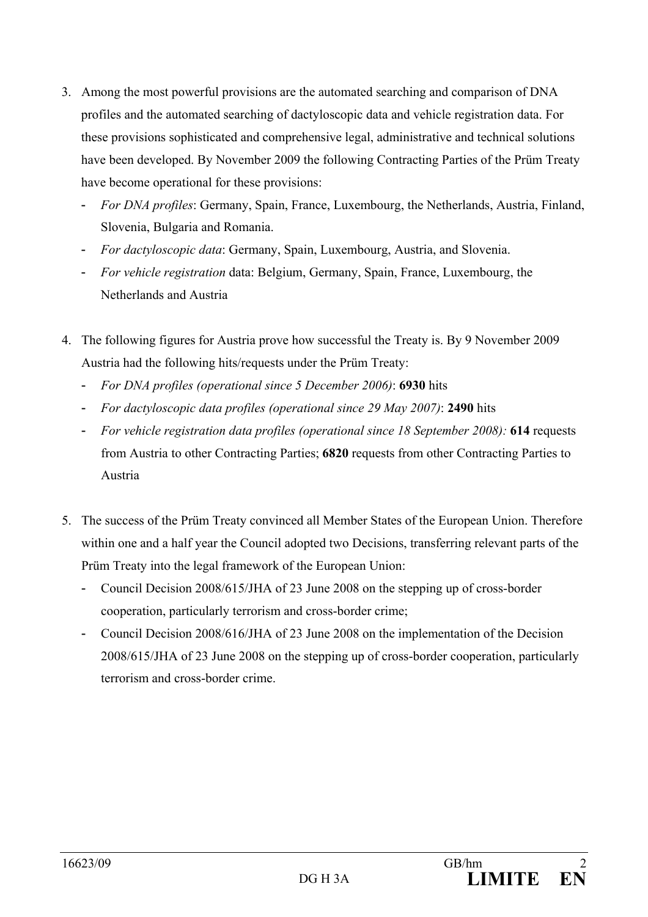3. Among the most powerful provisions are the automated searching and comparison of DNA profiles and the automated searching of dactyloscopic data and vehicle registration data. For these provisions sophisticated and comprehensive legal, administrative and technical solutions have been developed. By November 2009 the following Contracting Parties of the Prüm Treaty have become operational for these provisions:
   - *For DNA profiles*: Germany, Spain, France, Luxembourg, the Netherlands, Austria, Finland, Slovenia, Bulgaria and Romania.
   - *For dactyloscopic data*: Germany, Spain, Luxembourg, Austria, and Slovenia.
   - *For vehicle registration* data: Belgium, Germany, Spain, France, Luxembourg, the Netherlands and Austria

4. The following figures for Austria prove how successful the Treaty is. By 9 November 2009 Austria had the following hits/requests under the Prüm Treaty:
   - *For DNA profiles (operational since 5 December 2006)*: **6930** hits
   - *For dactyloscopic data profiles (operational since 29 May 2007)*: **2490** hits
   - *For vehicle registration data profiles (operational since 18 September 2008):* **614** requests from Austria to other Contracting Parties; **6820** requests from other Contracting Parties to Austria

5. The success of the Prüm Treaty convinced all Member States of the European Union. Therefore within one and a half year the Council adopted two Decisions, transferring relevant parts of the Prüm Treaty into the legal framework of the European Union:
   - Council Decision 2008/615/JHA of 23 June 2008 on the stepping up of cross-border cooperation, particularly terrorism and cross-border crime;
   - Council Decision 2008/616/JHA of 23 June 2008 on the implementation of the Decision 2008/615/JHA of 23 June 2008 on the stepping up of cross-border cooperation, particularly terrorism and cross-border crime.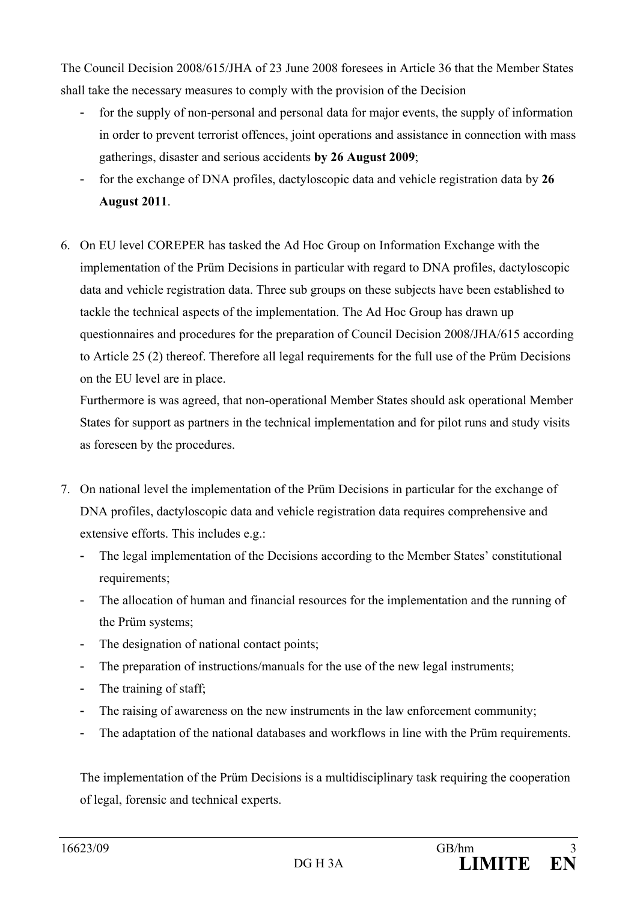The Council Decision 2008/615/JHA of 23 June 2008 foresees in Article 36 that the Member States shall take the necessary measures to comply with the provision of the Decision

- for the supply of non-personal and personal data for major events, the supply of information in order to prevent terrorist offences, joint operations and assistance in connection with mass gatherings, disaster and serious accidents **by 26 August 2009**;
- for the exchange of DNA profiles, dactyloscopic data and vehicle registration data by **26 August 2011**.

6. On EU level COREPER has tasked the Ad Hoc Group on Information Exchange with the implementation of the Prüm Decisions in particular with regard to DNA profiles, dactyloscopic data and vehicle registration data. Three sub groups on these subjects have been established to tackle the technical aspects of the implementation. The Ad Hoc Group has drawn up questionnaires and procedures for the preparation of Council Decision 2008/JHA/615 according to Article 25 (2) thereof. Therefore all legal requirements for the full use of the Prüm Decisions on the EU level are in place.

   Furthermore is was agreed, that non-operational Member States should ask operational Member States for support as partners in the technical implementation and for pilot runs and study visits as foreseen by the procedures.

7. On national level the implementation of the Prüm Decisions in particular for the exchange of DNA profiles, dactyloscopic data and vehicle registration data requires comprehensive and extensive efforts. This includes e.g.:
   - The legal implementation of the Decisions according to the Member States' constitutional requirements;
   - The allocation of human and financial resources for the implementation and the running of the Prüm systems;
   - The designation of national contact points;
   - The preparation of instructions/manuals for the use of the new legal instruments;
   - The training of staff;
   - The raising of awareness on the new instruments in the law enforcement community;
   - The adaptation of the national databases and workflows in line with the Prüm requirements.

   The implementation of the Prüm Decisions is a multidisciplinary task requiring the cooperation of legal, forensic and technical experts.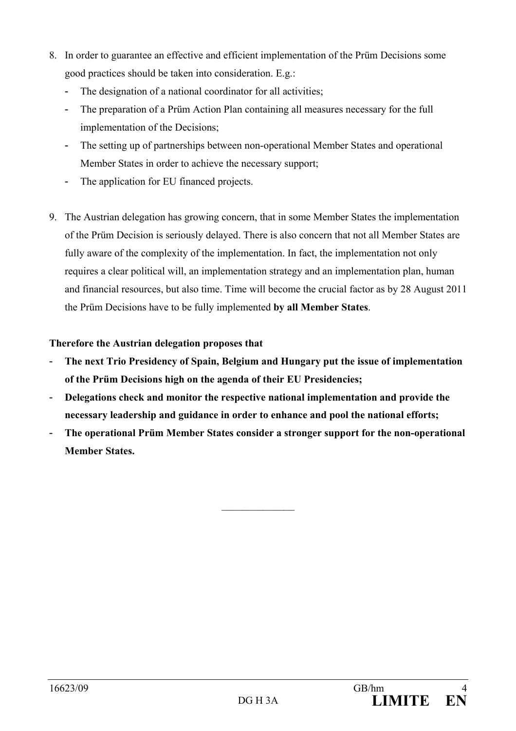8. In order to guarantee an effective and efficient implementation of the Prüm Decisions some good practices should be taken into consideration. E.g.:
   - The designation of a national coordinator for all activities;
   - The preparation of a Prüm Action Plan containing all measures necessary for the full implementation of the Decisions;
   - The setting up of partnerships between non-operational Member States and operational Member States in order to achieve the necessary support;
   - The application for EU financed projects.

9. The Austrian delegation has growing concern, that in some Member States the implementation of the Prüm Decision is seriously delayed. There is also concern that not all Member States are fully aware of the complexity of the implementation. In fact, the implementation not only requires a clear political will, an implementation strategy and an implementation plan, human and financial resources, but also time. Time will become the crucial factor as by 28 August 2011 the Prüm Decisions have to be fully implemented **by all Member States**.

**Therefore the Austrian delegation proposes that**

- **The next Trio Presidency of Spain, Belgium and Hungary put the issue of implementation of the Prüm Decisions high on the agenda of their EU Presidencies;**
- **Delegations check and monitor the respective national implementation and provide the necessary leadership and guidance in order to enhance and pool the national efforts;**
- **The operational Prüm Member States consider a stronger support for the non-operational Member States.**

______________